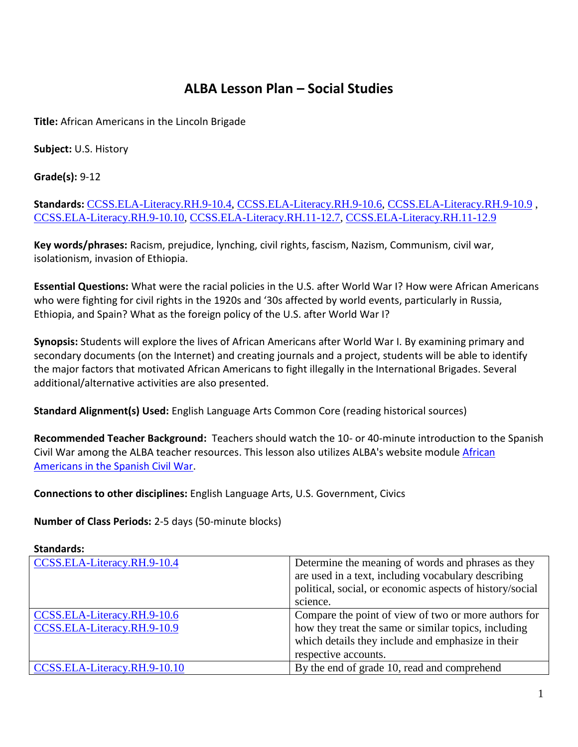# ALBA Lesson Plan – Social Studies

**Title:** African Americans in the Lincoln Brigade

**Subject:** U.S. History

**Grade(s):** 9-12

**Standards:** CCSS.ELA-Literacy.RH.9-10.4, CCSS.ELA-Literacy.RH.9-10.6, CCSS.ELA-Literacy.RH.9-10.9 , CCSS.ELA-Literacy.RH.9-10.10, CCSS.ELA-Literacy.RH.11-12.7, CCSS.ELA-Literacy.RH.11-12.9

**Key words/phrases:** Racism, prejudice, lynching, civil rights, fascism, Nazism, Communism, civil war, isolationism, invasion of Ethiopia.

**Essential Questions:** What were the racial policies in the U.S. after World War I? How were African Americans who were fighting for civil rights in the 1920s and '30s affected by world events, particularly in Russia, Ethiopia, and Spain? What as the foreign policy of the U.S. after World War I?

**Synopsis:** Students will explore the lives of African Americans after World War I. By examining primary and secondary documents (on the Internet) and creating journals and a project, students will be able to identify the major factors that motivated African Americans to fight illegally in the International Brigades. Several additional/alternative activities are also presented.

**Standard Alignment(s) Used:** English Language Arts Common Core (reading historical sources)

**Recommended Teacher Background:** Teachers should watch the 10- or 40-minute introduction to the Spanish Civil War among the ALBA teacher resources. This lesson also utilizes ALBA's website module African Americans in the Spanish Civil War.

**Connections to other disciplines:** English Language Arts, U.S. Government, Civics

**Number of Class Periods:** 2-5 days (50-minute blocks)

**Standards:**

| | |
|---|---|
| CCSS.ELA-Literacy.RH.9-10.4 | Determine the meaning of words and phrases as they are used in a text, including vocabulary describing political, social, or economic aspects of history/social science. |
| CCSS.ELA-Literacy.RH.9-10.6<br>CCSS.ELA-Literacy.RH.9-10.9 | Compare the point of view of two or more authors for how they treat the same or similar topics, including which details they include and emphasize in their respective accounts. |
| CCSS.ELA-Literacy.RH.9-10.10 | By the end of grade 10, read and comprehend |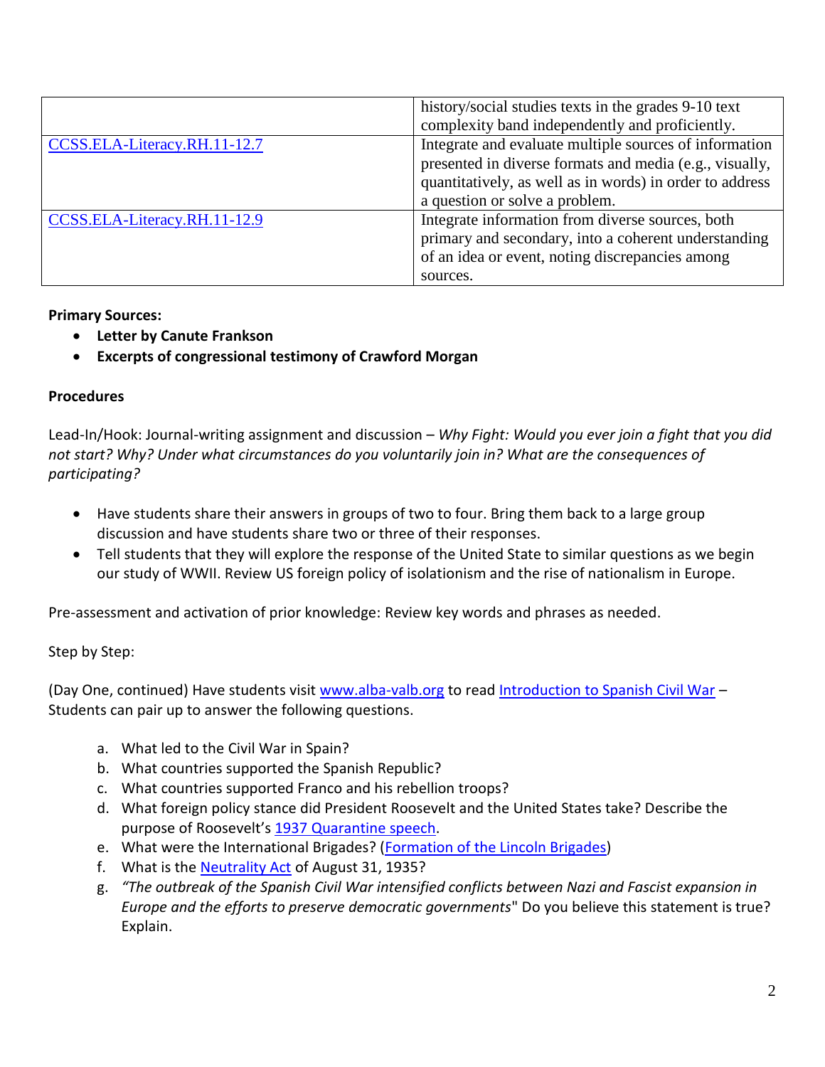| | |
|---|---|
| | history/social studies texts in the grades 9-10 text complexity band independently and proficiently. |
| CCSS.ELA-Literacy.RH.11-12.7 | Integrate and evaluate multiple sources of information presented in diverse formats and media (e.g., visually, quantitatively, as well as in words) in order to address a question or solve a problem. |
| CCSS.ELA-Literacy.RH.11-12.9 | Integrate information from diverse sources, both primary and secondary, into a coherent understanding of an idea or event, noting discrepancies among sources. |

**Primary Sources:**

- **Letter by Canute Frankson**
- **Excerpts of congressional testimony of Crawford Morgan**

**Procedures**

Lead-In/Hook: Journal-writing assignment and discussion – *Why Fight: Would you ever join a fight that you did not start? Why? Under what circumstances do you voluntarily join in? What are the consequences of participating?*

- Have students share their answers in groups of two to four. Bring them back to a large group discussion and have students share two or three of their responses.
- Tell students that they will explore the response of the United State to similar questions as we begin our study of WWII. Review US foreign policy of isolationism and the rise of nationalism in Europe.

Pre-assessment and activation of prior knowledge: Review key words and phrases as needed.

Step by Step:

(Day One, continued) Have students visit www.alba-valb.org to read Introduction to Spanish Civil War – Students can pair up to answer the following questions.

a. What led to the Civil War in Spain?
b. What countries supported the Spanish Republic?
c. What countries supported Franco and his rebellion troops?
d. What foreign policy stance did President Roosevelt and the United States take? Describe the purpose of Roosevelt's 1937 Quarantine speech.
e. What were the International Brigades? (Formation of the Lincoln Brigades)
f. What is the Neutrality Act of August 31, 1935?
g. *"The outbreak of the Spanish Civil War intensified conflicts between Nazi and Fascist expansion in Europe and the efforts to preserve democratic governments*" Do you believe this statement is true? Explain.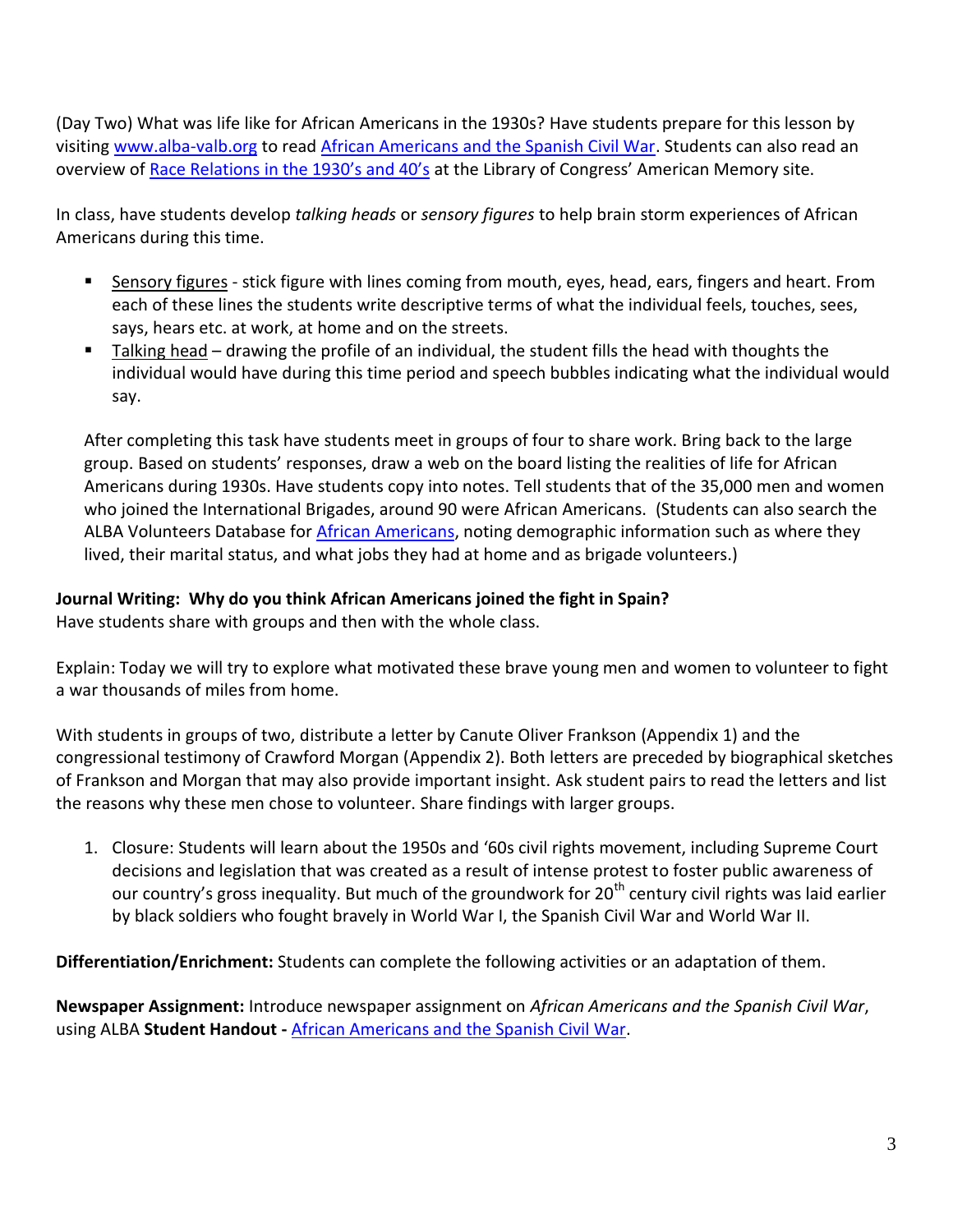(Day Two) What was life like for African Americans in the 1930s? Have students prepare for this lesson by visiting www.alba-valb.org to read African Americans and the Spanish Civil War. Students can also read an overview of Race Relations in the 1930's and 40's at the Library of Congress' American Memory site.

In class, have students develop *talking heads* or *sensory figures* to help brain storm experiences of African Americans during this time.

- Sensory figures - stick figure with lines coming from mouth, eyes, head, ears, fingers and heart. From each of these lines the students write descriptive terms of what the individual feels, touches, sees, says, hears etc. at work, at home and on the streets.
- Talking head – drawing the profile of an individual, the student fills the head with thoughts the individual would have during this time period and speech bubbles indicating what the individual would say.

After completing this task have students meet in groups of four to share work. Bring back to the large group. Based on students' responses, draw a web on the board listing the realities of life for African Americans during 1930s. Have students copy into notes. Tell students that of the 35,000 men and women who joined the International Brigades, around 90 were African Americans. (Students can also search the ALBA Volunteers Database for African Americans, noting demographic information such as where they lived, their marital status, and what jobs they had at home and as brigade volunteers.)

**Journal Writing: Why do you think African Americans joined the fight in Spain?**
Have students share with groups and then with the whole class.

Explain: Today we will try to explore what motivated these brave young men and women to volunteer to fight a war thousands of miles from home.

With students in groups of two, distribute a letter by Canute Oliver Frankson (Appendix 1) and the congressional testimony of Crawford Morgan (Appendix 2). Both letters are preceded by biographical sketches of Frankson and Morgan that may also provide important insight. Ask student pairs to read the letters and list the reasons why these men chose to volunteer. Share findings with larger groups.

1. Closure: Students will learn about the 1950s and '60s civil rights movement, including Supreme Court decisions and legislation that was created as a result of intense protest to foster public awareness of our country's gross inequality. But much of the groundwork for 20th century civil rights was laid earlier by black soldiers who fought bravely in World War I, the Spanish Civil War and World War II.

**Differentiation/Enrichment:** Students can complete the following activities or an adaptation of them.

**Newspaper Assignment:** Introduce newspaper assignment on *African Americans and the Spanish Civil War*, using ALBA **Student Handout -** African Americans and the Spanish Civil War.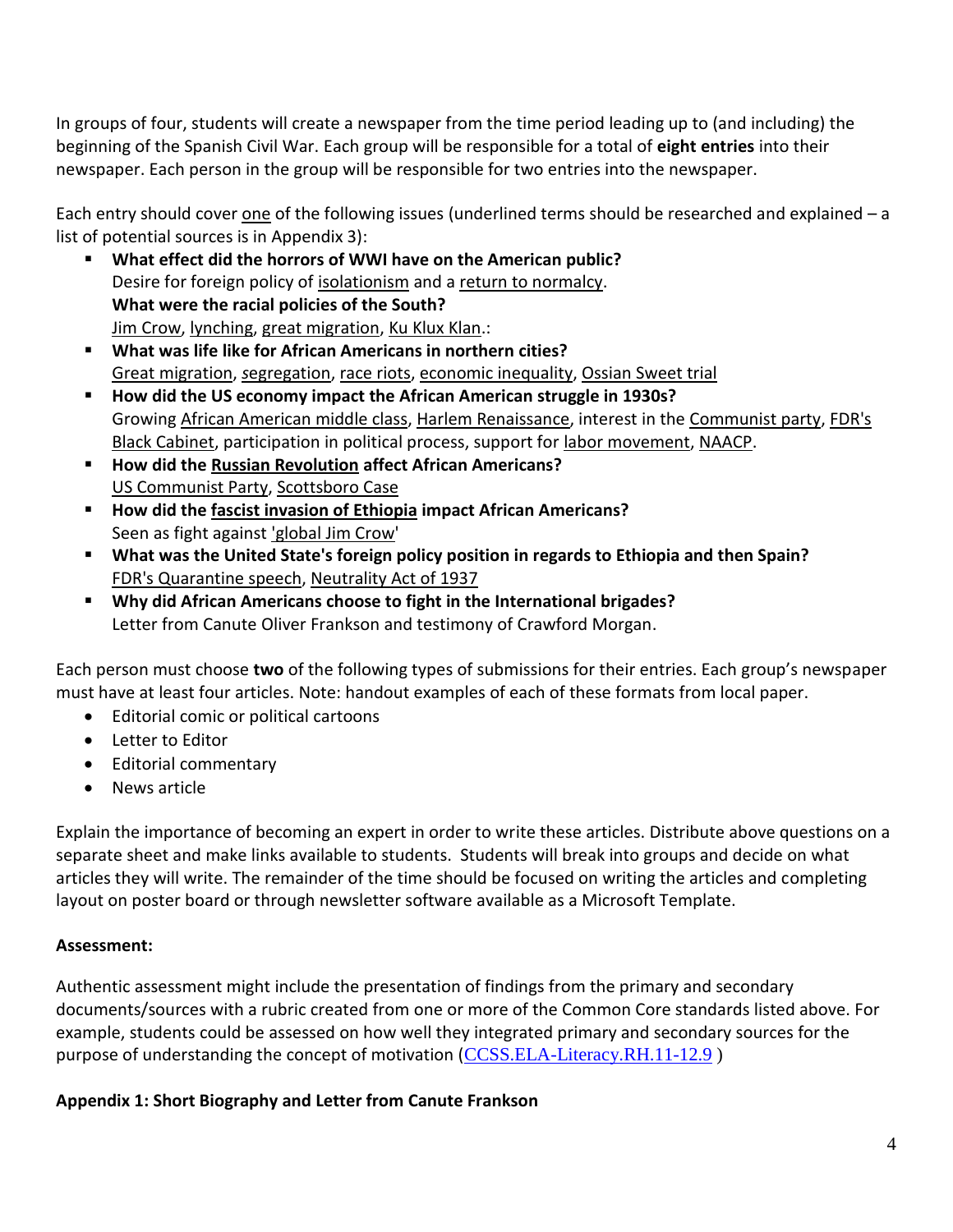In groups of four, students will create a newspaper from the time period leading up to (and including) the beginning of the Spanish Civil War. Each group will be responsible for a total of **eight entries** into their newspaper. Each person in the group will be responsible for two entries into the newspaper.

Each entry should cover one of the following issues (underlined terms should be researched and explained – a list of potential sources is in Appendix 3):

- **What effect did the horrors of WWI have on the American public?**
  Desire for foreign policy of isolationism and a return to normalcy.
  **What were the racial policies of the South?**
  Jim Crow, lynching, great migration, Ku Klux Klan.:
- **What was life like for African Americans in northern cities?**
  Great migration, segregation, race riots, economic inequality, Ossian Sweet trial
- **How did the US economy impact the African American struggle in 1930s?**
  Growing African American middle class, Harlem Renaissance, interest in the Communist party, FDR's Black Cabinet, participation in political process, support for labor movement, NAACP.
- **How did the Russian Revolution affect African Americans?**
  US Communist Party, Scottsboro Case
- **How did the fascist invasion of Ethiopia impact African Americans?**
  Seen as fight against 'global Jim Crow'
- **What was the United State's foreign policy position in regards to Ethiopia and then Spain?**
  FDR's Quarantine speech, Neutrality Act of 1937
- **Why did African Americans choose to fight in the International brigades?**
  Letter from Canute Oliver Frankson and testimony of Crawford Morgan.

Each person must choose **two** of the following types of submissions for their entries. Each group's newspaper must have at least four articles. Note: handout examples of each of these formats from local paper.

- Editorial comic or political cartoons
- Letter to Editor
- Editorial commentary
- News article

Explain the importance of becoming an expert in order to write these articles. Distribute above questions on a separate sheet and make links available to students. Students will break into groups and decide on what articles they will write. The remainder of the time should be focused on writing the articles and completing layout on poster board or through newsletter software available as a Microsoft Template.

**Assessment:**

Authentic assessment might include the presentation of findings from the primary and secondary documents/sources with a rubric created from one or more of the Common Core standards listed above. For example, students could be assessed on how well they integrated primary and secondary sources for the purpose of understanding the concept of motivation (CCSS.ELA-Literacy.RH.11-12.9 )

**Appendix 1: Short Biography and Letter from Canute Frankson**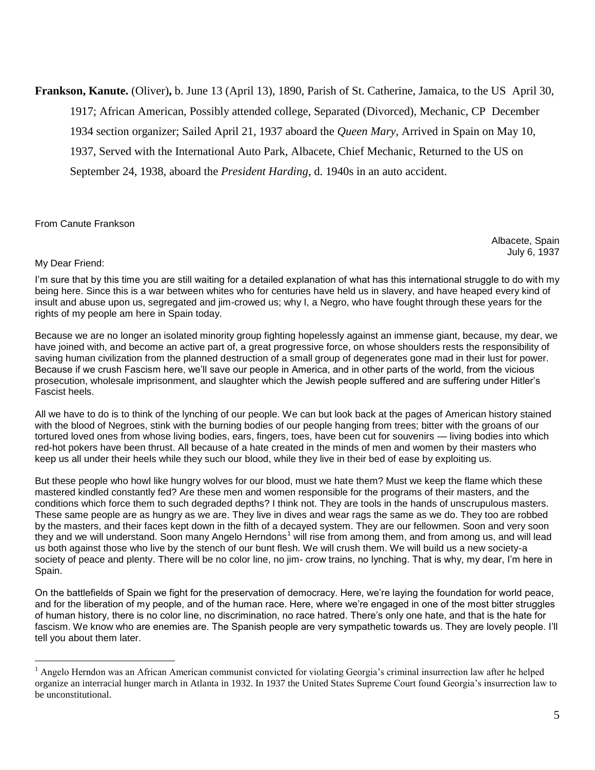**Frankson, Kanute.** (Oliver)**,** b. June 13 (April 13), 1890, Parish of St. Catherine, Jamaica, to the US April 30, 1917; African American, Possibly attended college, Separated (Divorced), Mechanic, CP December 1934 section organizer; Sailed April 21, 1937 aboard the *Queen Mary*, Arrived in Spain on May 10, 1937, Served with the International Auto Park, Albacete, Chief Mechanic, Returned to the US on September 24, 1938, aboard the *President Harding*, d. 1940s in an auto accident.

From Canute Frankson

Albacete, Spain
July 6, 1937

My Dear Friend:

I'm sure that by this time you are still waiting for a detailed explanation of what has this international struggle to do with my being here. Since this is a war between whites who for centuries have held us in slavery, and have heaped every kind of insult and abuse upon us, segregated and jim-crowed us; why I, a Negro, who have fought through these years for the rights of my people am here in Spain today.

Because we are no longer an isolated minority group fighting hopelessly against an immense giant, because, my dear, we have joined with, and become an active part of, a great progressive force, on whose shoulders rests the responsibility of saving human civilization from the planned destruction of a small group of degenerates gone mad in their lust for power. Because if we crush Fascism here, we'll save our people in America, and in other parts of the world, from the vicious prosecution, wholesale imprisonment, and slaughter which the Jewish people suffered and are suffering under Hitler's Fascist heels.

All we have to do is to think of the lynching of our people. We can but look back at the pages of American history stained with the blood of Negroes, stink with the burning bodies of our people hanging from trees; bitter with the groans of our tortured loved ones from whose living bodies, ears, fingers, toes, have been cut for souvenirs — living bodies into which red-hot pokers have been thrust. All because of a hate created in the minds of men and women by their masters who keep us all under their heels while they such our blood, while they live in their bed of ease by exploiting us.

But these people who howl like hungry wolves for our blood, must we hate them? Must we keep the flame which these mastered kindled constantly fed? Are these men and women responsible for the programs of their masters, and the conditions which force them to such degraded depths? I think not. They are tools in the hands of unscrupulous masters. These same people are as hungry as we are. They live in dives and wear rags the same as we do. They too are robbed by the masters, and their faces kept down in the filth of a decayed system. They are our fellowmen. Soon and very soon they and we will understand. Soon many Angelo Herndons[1] will rise from among them, and from among us, and will lead us both against those who live by the stench of our bunt flesh. We will crush them. We will build us a new society-a society of peace and plenty. There will be no color line, no jim- crow trains, no lynching. That is why, my dear, I'm here in Spain.

On the battlefields of Spain we fight for the preservation of democracy. Here, we're laying the foundation for world peace, and for the liberation of my people, and of the human race. Here, where we're engaged in one of the most bitter struggles of human history, there is no color line, no discrimination, no race hatred. There's only one hate, and that is the hate for fascism. We know who are enemies are. The Spanish people are very sympathetic towards us. They are lovely people. I'll tell you about them later.

[1] Angelo Herndon was an African American communist convicted for violating Georgia's criminal insurrection law after he helped organize an interracial hunger march in Atlanta in 1932. In 1937 the United States Supreme Court found Georgia's insurrection law to be unconstitutional.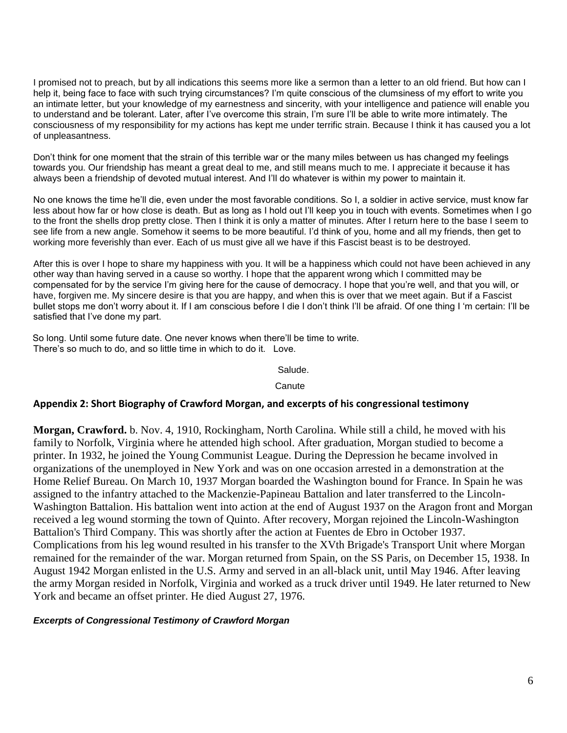I promised not to preach, but by all indications this seems more like a sermon than a letter to an old friend. But how can I help it, being face to face with such trying circumstances? I'm quite conscious of the clumsiness of my effort to write you an intimate letter, but your knowledge of my earnestness and sincerity, with your intelligence and patience will enable you to understand and be tolerant. Later, after I've overcome this strain, I'm sure I'll be able to write more intimately. The consciousness of my responsibility for my actions has kept me under terrific strain. Because I think it has caused you a lot of unpleasantness.

Don't think for one moment that the strain of this terrible war or the many miles between us has changed my feelings towards you. Our friendship has meant a great deal to me, and still means much to me. I appreciate it because it has always been a friendship of devoted mutual interest. And I'll do whatever is within my power to maintain it.

No one knows the time he'll die, even under the most favorable conditions. So I, a soldier in active service, must know far less about how far or how close is death. But as long as I hold out I'll keep you in touch with events. Sometimes when I go to the front the shells drop pretty close. Then I think it is only a matter of minutes. After I return here to the base I seem to see life from a new angle. Somehow it seems to be more beautiful. I'd think of you, home and all my friends, then get to working more feverishly than ever. Each of us must give all we have if this Fascist beast is to be destroyed.

After this is over I hope to share my happiness with you. It will be a happiness which could not have been achieved in any other way than having served in a cause so worthy. I hope that the apparent wrong which I committed may be compensated for by the service I'm giving here for the cause of democracy. I hope that you're well, and that you will, or have, forgiven me. My sincere desire is that you are happy, and when this is over that we meet again. But if a Fascist bullet stops me don't worry about it. If I am conscious before I die I don't think I'll be afraid. Of one thing I 'm certain: I'll be satisfied that I've done my part.

So long. Until some future date. One never knows when there'll be time to write.
There's so much to do, and so little time in which to do it. Love.

Salude.

Canute

## Appendix 2: Short Biography of Crawford Morgan, and excerpts of his congressional testimony

**Morgan, Crawford.** b. Nov. 4, 1910, Rockingham, North Carolina. While still a child, he moved with his family to Norfolk, Virginia where he attended high school. After graduation, Morgan studied to become a printer. In 1932, he joined the Young Communist League. During the Depression he became involved in organizations of the unemployed in New York and was on one occasion arrested in a demonstration at the Home Relief Bureau. On March 10, 1937 Morgan boarded the Washington bound for France. In Spain he was assigned to the infantry attached to the Mackenzie-Papineau Battalion and later transferred to the Lincoln-Washington Battalion. His battalion went into action at the end of August 1937 on the Aragon front and Morgan received a leg wound storming the town of Quinto. After recovery, Morgan rejoined the Lincoln-Washington Battalion's Third Company. This was shortly after the action at Fuentes de Ebro in October 1937. Complications from his leg wound resulted in his transfer to the XVth Brigade's Transport Unit where Morgan remained for the remainder of the war. Morgan returned from Spain, on the SS Paris, on December 15, 1938. In August 1942 Morgan enlisted in the U.S. Army and served in an all-black unit, until May 1946. After leaving the army Morgan resided in Norfolk, Virginia and worked as a truck driver until 1949. He later returned to New York and became an offset printer. He died August 27, 1976.

***Excerpts of Congressional Testimony of Crawford Morgan***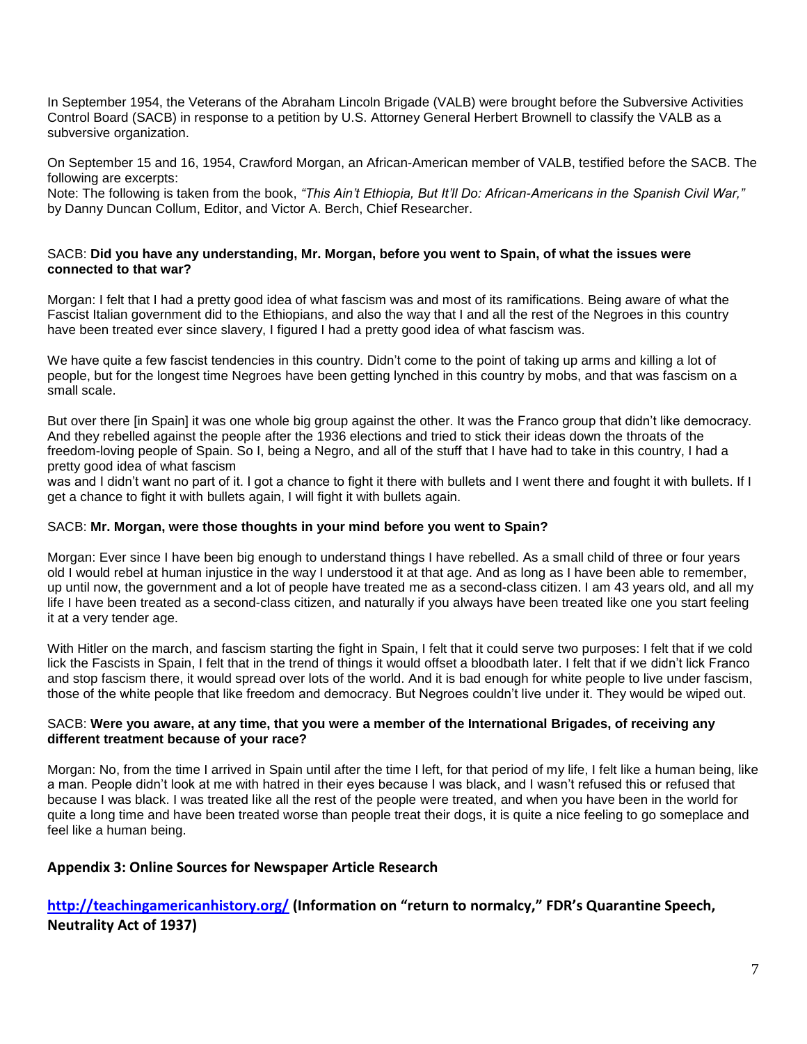In September 1954, the Veterans of the Abraham Lincoln Brigade (VALB) were brought before the Subversive Activities Control Board (SACB) in response to a petition by U.S. Attorney General Herbert Brownell to classify the VALB as a subversive organization.

On September 15 and 16, 1954, Crawford Morgan, an African-American member of VALB, testified before the SACB. The following are excerpts:
Note: The following is taken from the book, *"This Ain't Ethiopia, But It'll Do: African-Americans in the Spanish Civil War,"* by Danny Duncan Collum, Editor, and Victor A. Berch, Chief Researcher.

SACB: **Did you have any understanding, Mr. Morgan, before you went to Spain, of what the issues were connected to that war?**

Morgan: I felt that I had a pretty good idea of what fascism was and most of its ramifications. Being aware of what the Fascist Italian government did to the Ethiopians, and also the way that I and all the rest of the Negroes in this country have been treated ever since slavery, I figured I had a pretty good idea of what fascism was.

We have quite a few fascist tendencies in this country. Didn't come to the point of taking up arms and killing a lot of people, but for the longest time Negroes have been getting lynched in this country by mobs, and that was fascism on a small scale.

But over there [in Spain] it was one whole big group against the other. It was the Franco group that didn't like democracy. And they rebelled against the people after the 1936 elections and tried to stick their ideas down the throats of the freedom-loving people of Spain. So I, being a Negro, and all of the stuff that I have had to take in this country, I had a pretty good idea of what fascism was and I didn't want no part of it. I got a chance to fight it there with bullets and I went there and fought it with bullets. If I get a chance to fight it with bullets again, I will fight it with bullets again.

SACB: **Mr. Morgan, were those thoughts in your mind before you went to Spain?**

Morgan: Ever since I have been big enough to understand things I have rebelled. As a small child of three or four years old I would rebel at human injustice in the way I understood it at that age. And as long as I have been able to remember, up until now, the government and a lot of people have treated me as a second-class citizen. I am 43 years old, and all my life I have been treated as a second-class citizen, and naturally if you always have been treated like one you start feeling it at a very tender age.

With Hitler on the march, and fascism starting the fight in Spain, I felt that it could serve two purposes: I felt that if we cold lick the Fascists in Spain, I felt that in the trend of things it would offset a bloodbath later. I felt that if we didn't lick Franco and stop fascism there, it would spread over lots of the world. And it is bad enough for white people to live under fascism, those of the white people that like freedom and democracy. But Negroes couldn't live under it. They would be wiped out.

SACB: **Were you aware, at any time, that you were a member of the International Brigades, of receiving any different treatment because of your race?**

Morgan: No, from the time I arrived in Spain until after the time I left, for that period of my life, I felt like a human being, like a man. People didn't look at me with hatred in their eyes because I was black, and I wasn't refused this or refused that because I was black. I was treated like all the rest of the people were treated, and when you have been in the world for quite a long time and have been treated worse than people treat their dogs, it is quite a nice feeling to go someplace and feel like a human being.

## Appendix 3: Online Sources for Newspaper Article Research

**[http://teachingamericanhistory.org/](http://teachingamericanhistory.org/) (Information on "return to normalcy," FDR's Quarantine Speech, Neutrality Act of 1937)**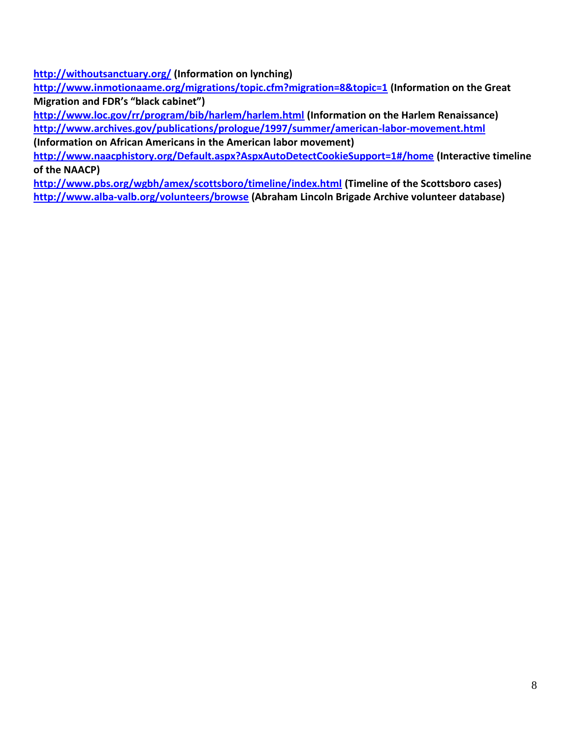**http://withoutsanctuary.org/ (Information on lynching)**
**http://www.inmotionaame.org/migrations/topic.cfm?migration=8&topic=1 (Information on the Great Migration and FDR's "black cabinet")**
**http://www.loc.gov/rr/program/bib/harlem/harlem.html (Information on the Harlem Renaissance)**
**http://www.archives.gov/publications/prologue/1997/summer/american-labor-movement.html (Information on African Americans in the American labor movement)**
**http://www.naacphistory.org/Default.aspx?AspxAutoDetectCookieSupport=1#/home (Interactive timeline of the NAACP)**
**http://www.pbs.org/wgbh/amex/scottsboro/timeline/index.html (Timeline of the Scottsboro cases)**
**http://www.alba-valb.org/volunteers/browse (Abraham Lincoln Brigade Archive volunteer database)**